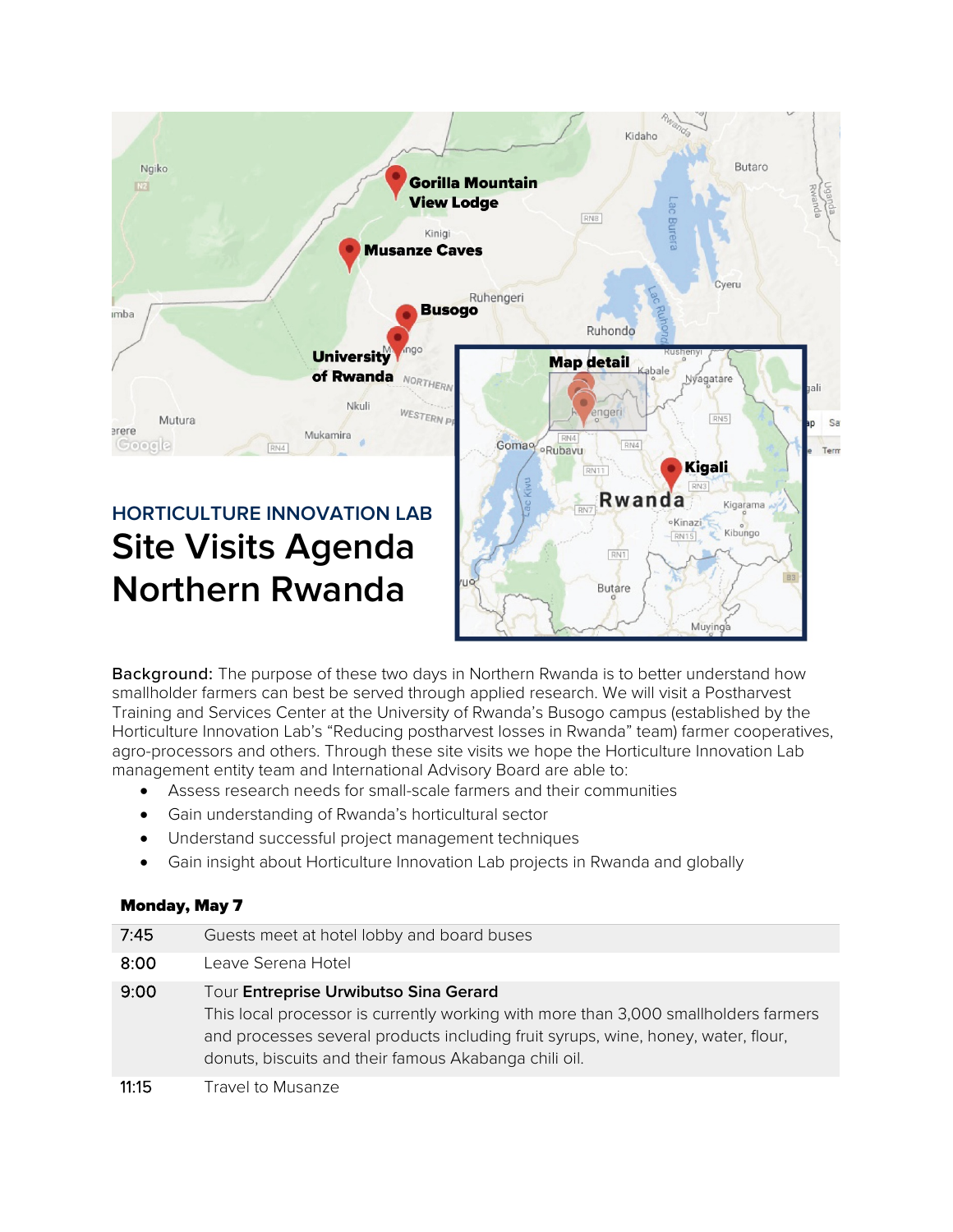HORTICULTURE INNOVATION LAB

# Site Visits Agenda Northern Rwanda

**Background:** The purpose of these two days in Northern Rwanda is to better understand how smallholder farmers can best be served through applied research. We will visit a Postharvest Training and Services Center at the University of Rwanda's Busogo campus (established by the Horticulture Innovation Lab's "Reducing postharvest losses in Rwanda" team) farmer cooperatives, agro-processors and others. Through these site visits we hope the Horticulture Innovation Lab management entity team and International Advisory Board are able to:

- Assess research needs for small-scale farmers and their communities
- Gain understanding of Rwanda's horticultural sector
- Understand successful project management techniques
- Gain insight about Horticulture Innovation Lab projects in Rwanda and globally

**Monday, May 7**

| | |
|---|---|
| 7:45 | Guests meet at hotel lobby and board buses |
| 8:00 | Leave Serena Hotel |
| 9:00 | Tour **Entreprise Urwibutso Sina Gerard**<br>This local processor is currently working with more than 3,000 smallholders farmers and processes several products including fruit syrups, wine, honey, water, flour, donuts, biscuits and their famous Akabanga chili oil. |
| 11:15 | Travel to Musanze |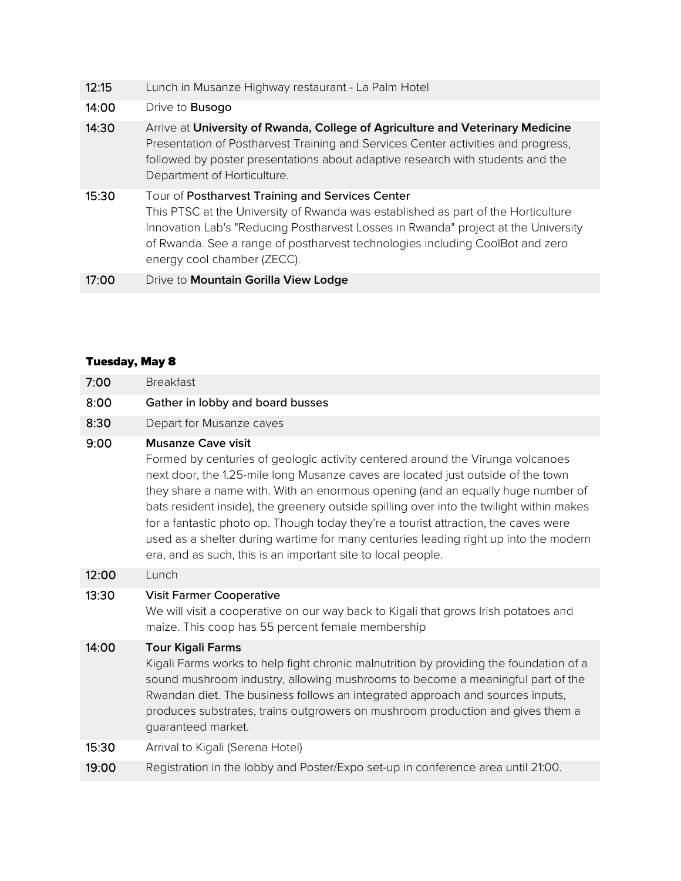| | |
|---|---|
| 12:15 | Lunch in Musanze Highway restaurant - La Palm Hotel |
| 14:00 | Drive to **Busogo** |
| 14:30 | Arrive at **University of Rwanda, College of Agriculture and Veterinary Medicine** Presentation of Postharvest Training and Services Center activities and progress, followed by poster presentations about adaptive research with students and the Department of Horticulture. |
| 15:30 | Tour of **Postharvest Training and Services Center** This PTSC at the University of Rwanda was established as part of the Horticulture Innovation Lab's "Reducing Postharvest Losses in Rwanda" project at the University of Rwanda. See a range of postharvest technologies including CoolBot and zero energy cool chamber (ZECC). |
| 17:00 | Drive to **Mountain Gorilla View Lodge** |

### Tuesday, May 8

| | |
|---|---|
| 7:00 | Breakfast |
| 8:00 | **Gather in lobby and board busses** |
| 8:30 | Depart for Musanze caves |
| 9:00 | **Musanze Cave visit** Formed by centuries of geologic activity centered around the Virunga volcanoes next door, the 1.25-mile long Musanze caves are located just outside of the town they share a name with. With an enormous opening (and an equally huge number of bats resident inside), the greenery outside spilling over into the twilight within makes for a fantastic photo op. Though today they're a tourist attraction, the caves were used as a shelter during wartime for many centuries leading right up into the modern era, and as such, this is an important site to local people. |
| 12:00 | Lunch |
| 13:30 | **Visit Farmer Cooperative** We will visit a cooperative on our way back to Kigali that grows Irish potatoes and maize. This coop has 55 percent female membership |
| 14:00 | **Tour Kigali Farms** Kigali Farms works to help fight chronic malnutrition by providing the foundation of a sound mushroom industry, allowing mushrooms to become a meaningful part of the Rwandan diet. The business follows an integrated approach and sources inputs, produces substrates, trains outgrowers on mushroom production and gives them a guaranteed market. |
| 15:30 | Arrival to Kigali (Serena Hotel) |
| 19:00 | Registration in the lobby and Poster/Expo set-up in conference area until 21:00. |